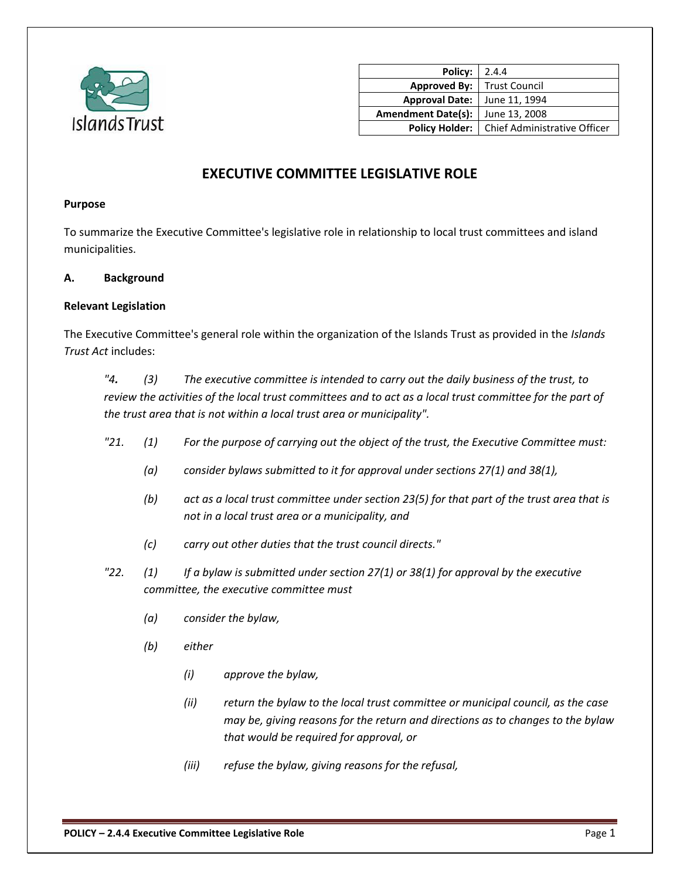| | |
|---|---|
| **Policy:** | 2.4.4 |
| **Approved By:** | Trust Council |
| **Approval Date:** | June 11, 1994 |
| **Amendment Date(s):** | June 13, 2008 |
| **Policy Holder:** | Chief Administrative Officer |

# EXECUTIVE COMMITTEE LEGISLATIVE ROLE

**Purpose**

To summarize the Executive Committee's legislative role in relationship to local trust committees and island municipalities.

## A. Background

**Relevant Legislation**

The Executive Committee's general role within the organization of the Islands Trust as provided in the *Islands Trust Act* includes:

> *"4. (3) The executive committee is intended to carry out the daily business of the trust, to review the activities of the local trust committees and to act as a local trust committee for the part of the trust area that is not within a local trust area or municipality".*
>
> *"21. (1) For the purpose of carrying out the object of the trust, the Executive Committee must:*
>
> *(a) consider bylaws submitted to it for approval under sections 27(1) and 38(1),*
>
> *(b) act as a local trust committee under section 23(5) for that part of the trust area that is not in a local trust area or a municipality, and*
>
> *(c) carry out other duties that the trust council directs."*
>
> *"22. (1) If a bylaw is submitted under section 27(1) or 38(1) for approval by the executive committee, the executive committee must*
>
> *(a) consider the bylaw,*
>
> *(b) either*
>
> *(i) approve the bylaw,*
>
> *(ii) return the bylaw to the local trust committee or municipal council, as the case may be, giving reasons for the return and directions as to changes to the bylaw that would be required for approval, or*
>
> *(iii) refuse the bylaw, giving reasons for the refusal,*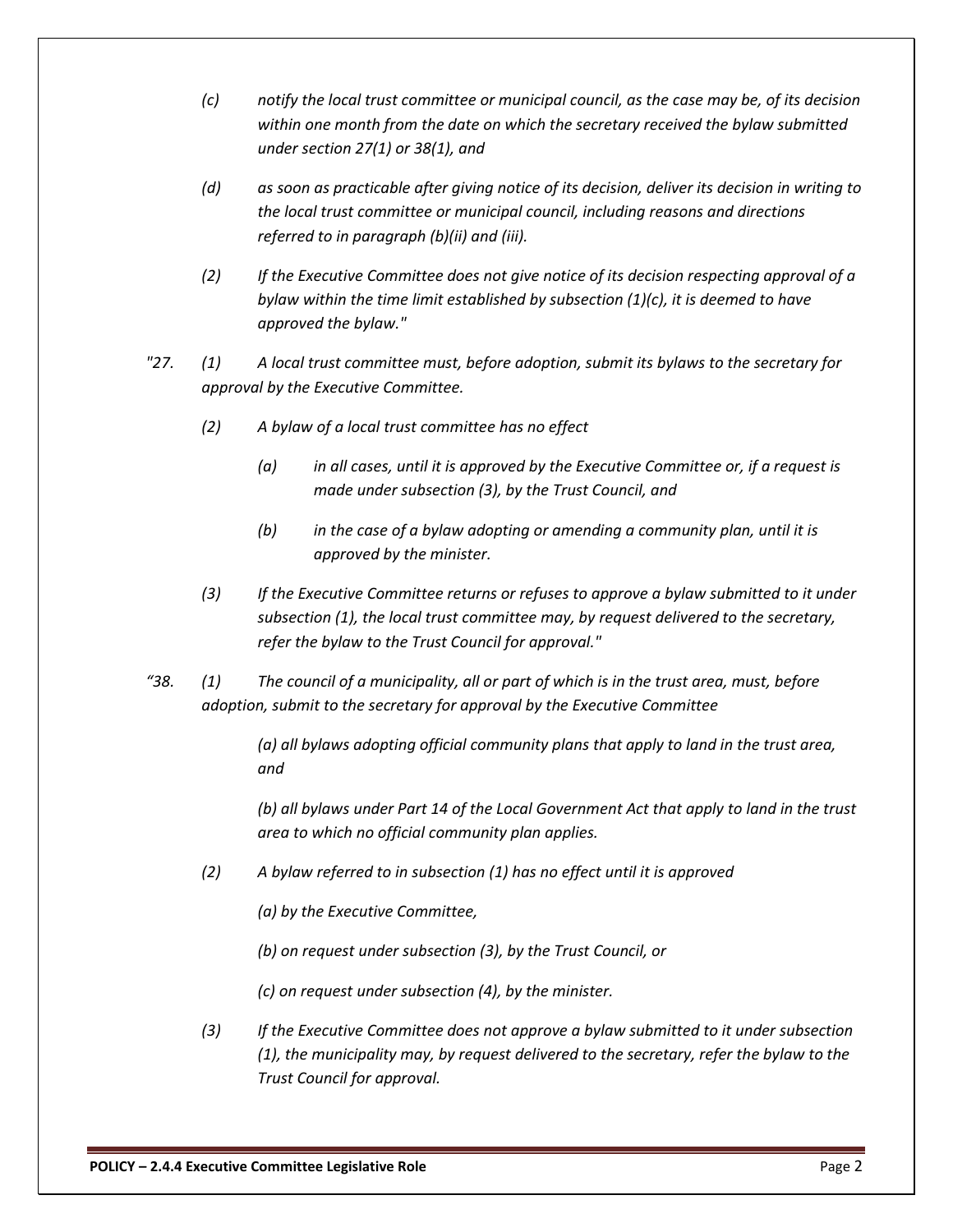*(c) notify the local trust committee or municipal council, as the case may be, of its decision within one month from the date on which the secretary received the bylaw submitted under section 27(1) or 38(1), and*

*(d) as soon as practicable after giving notice of its decision, deliver its decision in writing to the local trust committee or municipal council, including reasons and directions referred to in paragraph (b)(ii) and (iii).*

*(2) If the Executive Committee does not give notice of its decision respecting approval of a bylaw within the time limit established by subsection (1)(c), it is deemed to have approved the bylaw."*

*"27. (1) A local trust committee must, before adoption, submit its bylaws to the secretary for approval by the Executive Committee.*

*(2) A bylaw of a local trust committee has no effect*

*(a) in all cases, until it is approved by the Executive Committee or, if a request is made under subsection (3), by the Trust Council, and*

*(b) in the case of a bylaw adopting or amending a community plan, until it is approved by the minister.*

*(3) If the Executive Committee returns or refuses to approve a bylaw submitted to it under subsection (1), the local trust committee may, by request delivered to the secretary, refer the bylaw to the Trust Council for approval."*

*"38. (1) The council of a municipality, all or part of which is in the trust area, must, before adoption, submit to the secretary for approval by the Executive Committee*

*(a) all bylaws adopting official community plans that apply to land in the trust area, and*

*(b) all bylaws under Part 14 of the Local Government Act that apply to land in the trust area to which no official community plan applies.*

*(2) A bylaw referred to in subsection (1) has no effect until it is approved*

*(a) by the Executive Committee,*

*(b) on request under subsection (3), by the Trust Council, or*

*(c) on request under subsection (4), by the minister.*

*(3) If the Executive Committee does not approve a bylaw submitted to it under subsection (1), the municipality may, by request delivered to the secretary, refer the bylaw to the Trust Council for approval.*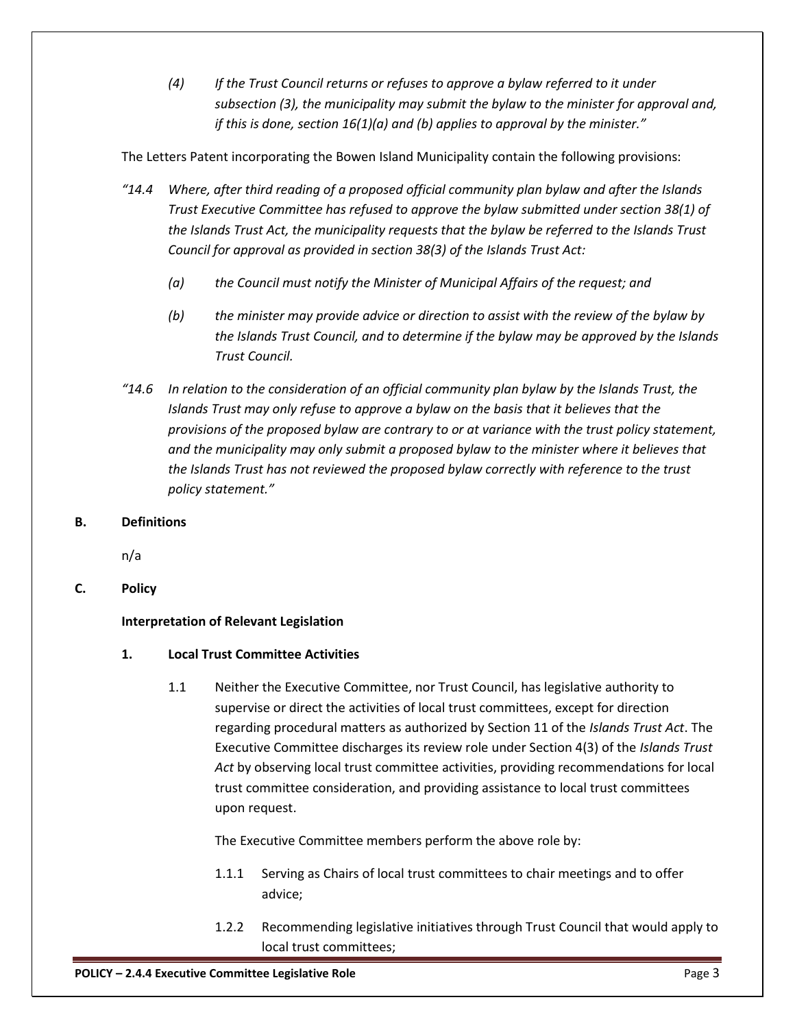*(4) If the Trust Council returns or refuses to approve a bylaw referred to it under subsection (3), the municipality may submit the bylaw to the minister for approval and, if this is done, section 16(1)(a) and (b) applies to approval by the minister."*

The Letters Patent incorporating the Bowen Island Municipality contain the following provisions:

*"14.4 Where, after third reading of a proposed official community plan bylaw and after the Islands Trust Executive Committee has refused to approve the bylaw submitted under section 38(1) of the Islands Trust Act, the municipality requests that the bylaw be referred to the Islands Trust Council for approval as provided in section 38(3) of the Islands Trust Act:*

*(a) the Council must notify the Minister of Municipal Affairs of the request; and*

*(b) the minister may provide advice or direction to assist with the review of the bylaw by the Islands Trust Council, and to determine if the bylaw may be approved by the Islands Trust Council.*

*"14.6 In relation to the consideration of an official community plan bylaw by the Islands Trust, the Islands Trust may only refuse to approve a bylaw on the basis that it believes that the provisions of the proposed bylaw are contrary to or at variance with the trust policy statement, and the municipality may only submit a proposed bylaw to the minister where it believes that the Islands Trust has not reviewed the proposed bylaw correctly with reference to the trust policy statement."*

## B. Definitions

n/a

## C. Policy

**Interpretation of Relevant Legislation**

### 1. Local Trust Committee Activities

1.1 Neither the Executive Committee, nor Trust Council, has legislative authority to supervise or direct the activities of local trust committees, except for direction regarding procedural matters as authorized by Section 11 of the *Islands Trust Act*. The Executive Committee discharges its review role under Section 4(3) of the *Islands Trust Act* by observing local trust committee activities, providing recommendations for local trust committee consideration, and providing assistance to local trust committees upon request.

The Executive Committee members perform the above role by:

1.1.1 Serving as Chairs of local trust committees to chair meetings and to offer advice;

1.2.2 Recommending legislative initiatives through Trust Council that would apply to local trust committees;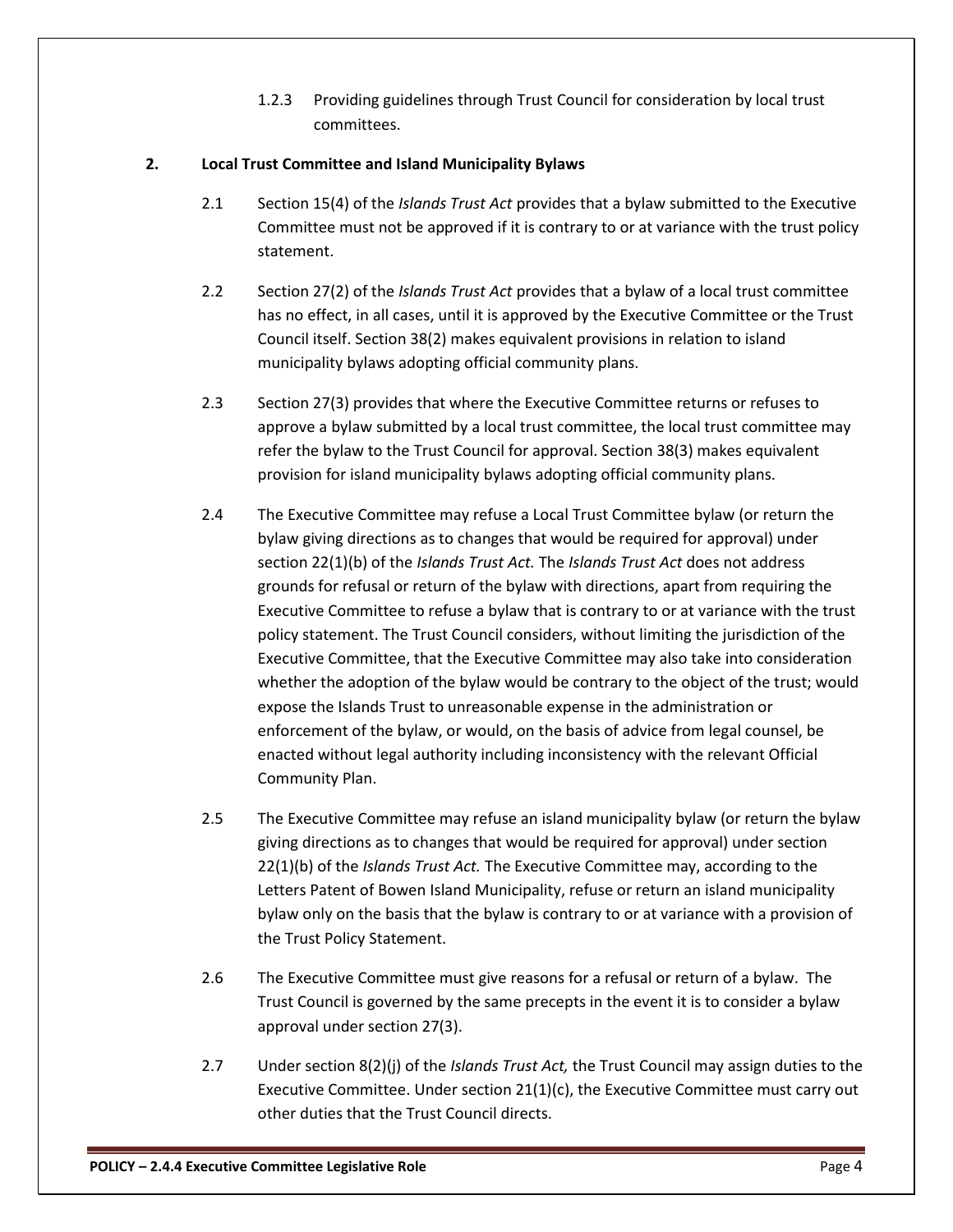1.2.3 Providing guidelines through Trust Council for consideration by local trust committees.

## 2. Local Trust Committee and Island Municipality Bylaws

2.1 Section 15(4) of the *Islands Trust Act* provides that a bylaw submitted to the Executive Committee must not be approved if it is contrary to or at variance with the trust policy statement.

2.2 Section 27(2) of the *Islands Trust Act* provides that a bylaw of a local trust committee has no effect, in all cases, until it is approved by the Executive Committee or the Trust Council itself. Section 38(2) makes equivalent provisions in relation to island municipality bylaws adopting official community plans.

2.3 Section 27(3) provides that where the Executive Committee returns or refuses to approve a bylaw submitted by a local trust committee, the local trust committee may refer the bylaw to the Trust Council for approval. Section 38(3) makes equivalent provision for island municipality bylaws adopting official community plans.

2.4 The Executive Committee may refuse a Local Trust Committee bylaw (or return the bylaw giving directions as to changes that would be required for approval) under section 22(1)(b) of the *Islands Trust Act.* The *Islands Trust Act* does not address grounds for refusal or return of the bylaw with directions, apart from requiring the Executive Committee to refuse a bylaw that is contrary to or at variance with the trust policy statement. The Trust Council considers, without limiting the jurisdiction of the Executive Committee, that the Executive Committee may also take into consideration whether the adoption of the bylaw would be contrary to the object of the trust; would expose the Islands Trust to unreasonable expense in the administration or enforcement of the bylaw, or would, on the basis of advice from legal counsel, be enacted without legal authority including inconsistency with the relevant Official Community Plan.

2.5 The Executive Committee may refuse an island municipality bylaw (or return the bylaw giving directions as to changes that would be required for approval) under section 22(1)(b) of the *Islands Trust Act.* The Executive Committee may, according to the Letters Patent of Bowen Island Municipality, refuse or return an island municipality bylaw only on the basis that the bylaw is contrary to or at variance with a provision of the Trust Policy Statement.

2.6 The Executive Committee must give reasons for a refusal or return of a bylaw. The Trust Council is governed by the same precepts in the event it is to consider a bylaw approval under section 27(3).

2.7 Under section 8(2)(j) of the *Islands Trust Act,* the Trust Council may assign duties to the Executive Committee. Under section 21(1)(c), the Executive Committee must carry out other duties that the Trust Council directs.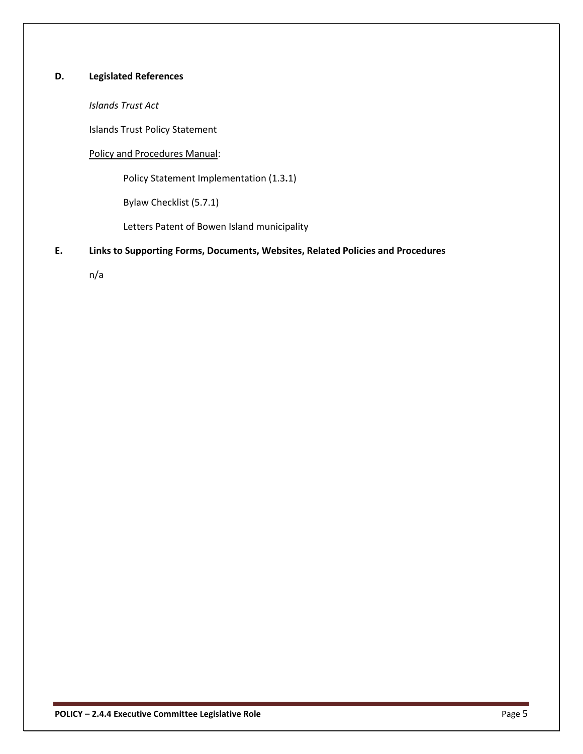## D. Legislated References

*Islands Trust Act*

Islands Trust Policy Statement

Policy and Procedures Manual:

Policy Statement Implementation (1.3.1)

Bylaw Checklist (5.7.1)

Letters Patent of Bowen Island municipality

## E. Links to Supporting Forms, Documents, Websites, Related Policies and Procedures

n/a